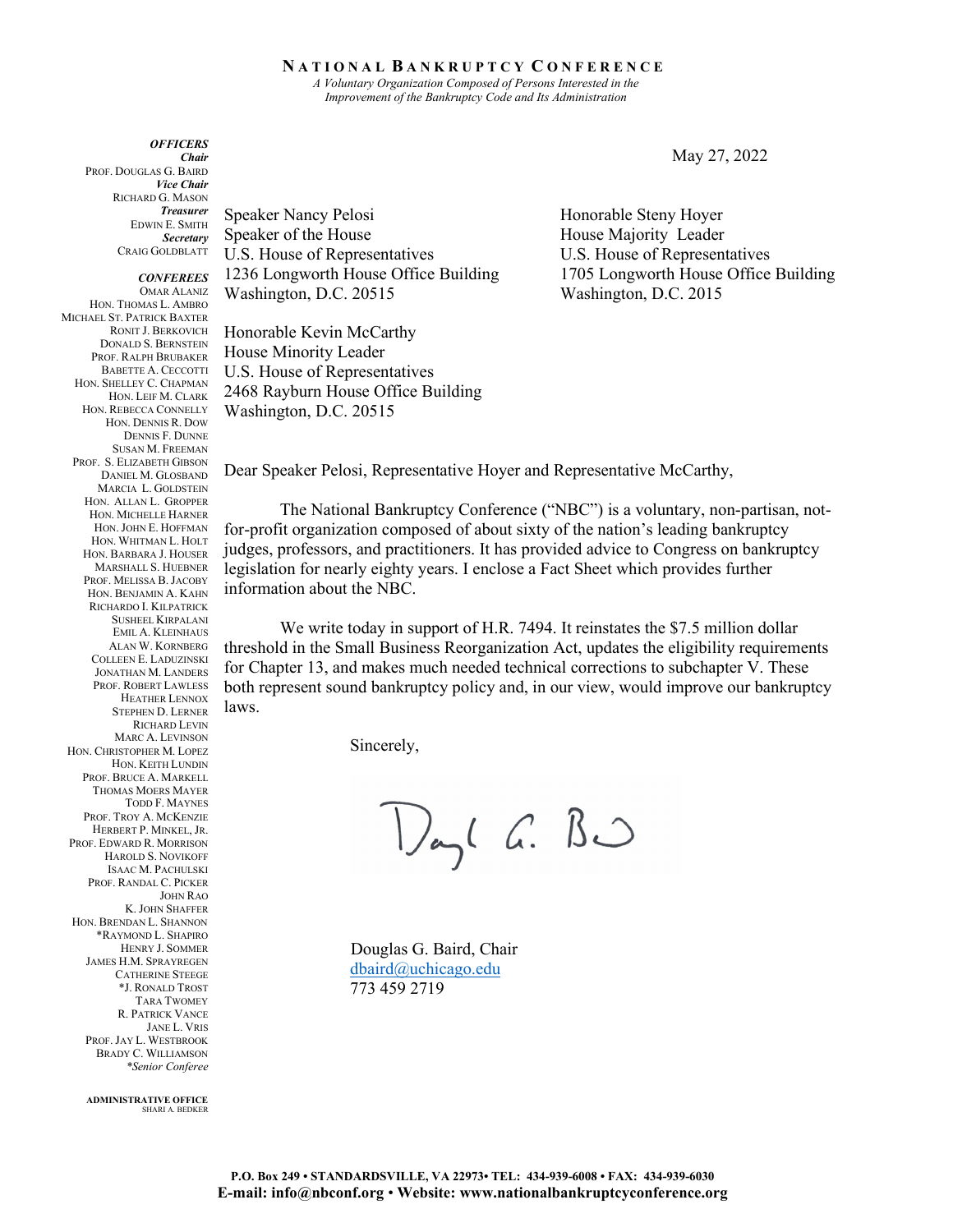# NATIONAL BANKRUPTCY CONFERENCE

*A Voluntary Organization Composed of Persons Interested in the Improvement of the Bankruptcy Code and Its Administration*

***OFFICERS***

***Chair***
PROF. DOUGLAS G. BAIRD

***Vice Chair***
RICHARD G. MASON

***Treasurer***
EDWIN E. SMITH

***Secretary***
CRAIG GOLDBLATT

***CONFEREES***
OMAR ALANIZ
HON. THOMAS L. AMBRO
MICHAEL ST. PATRICK BAXTER
RONIT J. BERKOVICH
DONALD S. BERNSTEIN
PROF. RALPH BRUBAKER
BABETTE A. CECCOTTI
HON. SHELLEY C. CHAPMAN
HON. LEIF M. CLARK
HON. REBECCA CONNELLY
HON. DENNIS R. DOW
DENNIS F. DUNNE
SUSAN M. FREEMAN
PROF. S. ELIZABETH GIBSON
DANIEL M. GLOSBAND
MARCIA L. GOLDSTEIN
HON. ALLAN L. GROPPER
HON. MICHELLE HARNER
HON. JOHN E. HOFFMAN
HON. WHITMAN L. HOLT
HON. BARBARA J. HOUSER
MARSHALL S. HUEBNER
PROF. MELISSA B. JACOBY
HON. BENJAMIN A. KAHN
RICHARDO I. KILPATRICK
SUSHEEL KIRPALANI
EMIL A. KLEINHAUS
ALAN W. KORNBERG
COLLEEN E. LADUZINSKI
JONATHAN M. LANDERS
PROF. ROBERT LAWLESS
HEATHER LENNOX
STEPHEN D. LERNER
RICHARD LEVIN
MARC A. LEVINSON
HON. CHRISTOPHER M. LOPEZ
HON. KEITH LUNDIN
PROF. BRUCE A. MARKELL
THOMAS MOERS MAYER
TODD F. MAYNES
PROF. TROY A. MCKENZIE
HERBERT P. MINKEL, JR.
PROF. EDWARD R. MORRISON
HAROLD S. NOVIKOFF
ISAAC M. PACHULSKI
PROF. RANDAL C. PICKER
JOHN RAO
K. JOHN SHAFFER
HON. BRENDAN L. SHANNON
*RAYMOND L. SHAPIRO
HENRY J. SOMMER
JAMES H.M. SPRAYREGEN
CATHERINE STEEGE
*J. RONALD TROST
TARA TWOMEY
R. PATRICK VANCE
JANE L. VRIS
PROF. JAY L. WESTBROOK
BRADY C. WILLIAMSON
**Senior Conferee*

**ADMINISTRATIVE OFFICE**
SHARI A. BEDKER

May 27, 2022

Speaker Nancy Pelosi
Speaker of the House
U.S. House of Representatives
1236 Longworth House Office Building
Washington, D.C. 20515

Honorable Steny Hoyer
House Majority Leader
U.S. House of Representatives
1705 Longworth House Office Building
Washington, D.C. 2015

Honorable Kevin McCarthy
House Minority Leader
U.S. House of Representatives
2468 Rayburn House Office Building
Washington, D.C. 20515

Dear Speaker Pelosi, Representative Hoyer and Representative McCarthy,

The National Bankruptcy Conference ("NBC") is a voluntary, non-partisan, not-for-profit organization composed of about sixty of the nation's leading bankruptcy judges, professors, and practitioners. It has provided advice to Congress on bankruptcy legislation for nearly eighty years. I enclose a Fact Sheet which provides further information about the NBC.

We write today in support of H.R. 7494. It reinstates the $7.5 million dollar threshold in the Small Business Reorganization Act, updates the eligibility requirements for Chapter 13, and makes much needed technical corrections to subchapter V. These both represent sound bankruptcy policy and, in our view, would improve our bankruptcy laws.

Sincerely,

Douglas G. Baird, Chair
dbaird@uchicago.edu
773 459 2719

P.O. Box 249 • STANDARDSVILLE, VA 22973• TEL: 434-939-6008 • FAX: 434-939-6030
E-mail: info@nbconf.org • Website: www.nationalbankruptcyconference.org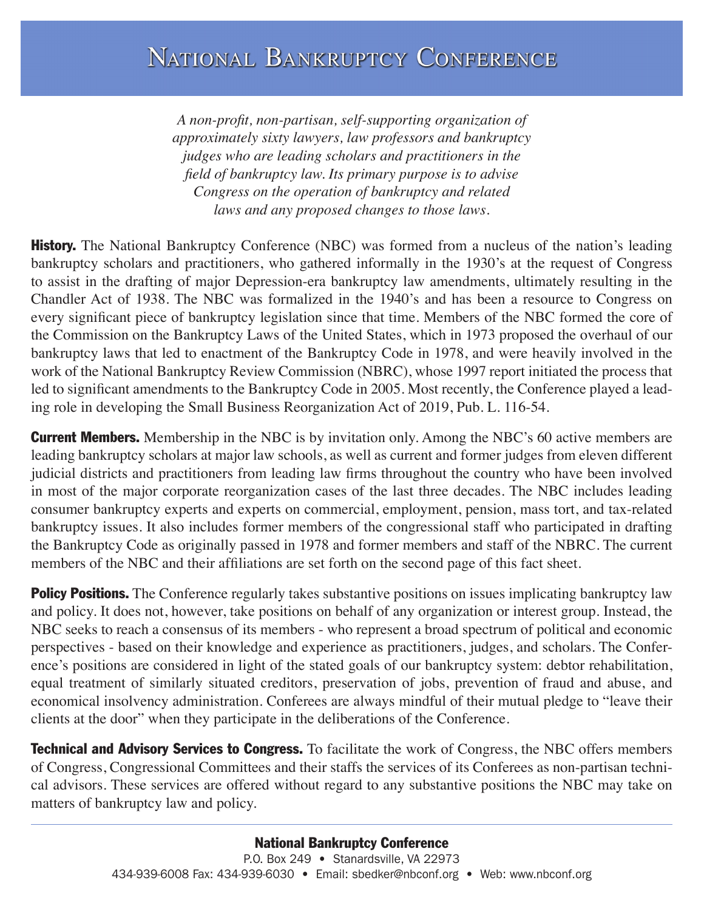# National Bankruptcy Conference

*A non-profit, non-partisan, self-supporting organization of approximately sixty lawyers, law professors and bankruptcy judges who are leading scholars and practitioners in the field of bankruptcy law. Its primary purpose is to advise Congress on the operation of bankruptcy and related laws and any proposed changes to those laws.*

**History.** The National Bankruptcy Conference (NBC) was formed from a nucleus of the nation's leading bankruptcy scholars and practitioners, who gathered informally in the 1930's at the request of Congress to assist in the drafting of major Depression-era bankruptcy law amendments, ultimately resulting in the Chandler Act of 1938. The NBC was formalized in the 1940's and has been a resource to Congress on every significant piece of bankruptcy legislation since that time. Members of the NBC formed the core of the Commission on the Bankruptcy Laws of the United States, which in 1973 proposed the overhaul of our bankruptcy laws that led to enactment of the Bankruptcy Code in 1978, and were heavily involved in the work of the National Bankruptcy Review Commission (NBRC), whose 1997 report initiated the process that led to significant amendments to the Bankruptcy Code in 2005. Most recently, the Conference played a leading role in developing the Small Business Reorganization Act of 2019, Pub. L. 116-54.

**Current Members.** Membership in the NBC is by invitation only. Among the NBC's 60 active members are leading bankruptcy scholars at major law schools, as well as current and former judges from eleven different judicial districts and practitioners from leading law firms throughout the country who have been involved in most of the major corporate reorganization cases of the last three decades. The NBC includes leading consumer bankruptcy experts and experts on commercial, employment, pension, mass tort, and tax-related bankruptcy issues. It also includes former members of the congressional staff who participated in drafting the Bankruptcy Code as originally passed in 1978 and former members and staff of the NBRC. The current members of the NBC and their affiliations are set forth on the second page of this fact sheet.

**Policy Positions.** The Conference regularly takes substantive positions on issues implicating bankruptcy law and policy. It does not, however, take positions on behalf of any organization or interest group. Instead, the NBC seeks to reach a consensus of its members - who represent a broad spectrum of political and economic perspectives - based on their knowledge and experience as practitioners, judges, and scholars. The Conference's positions are considered in light of the stated goals of our bankruptcy system: debtor rehabilitation, equal treatment of similarly situated creditors, preservation of jobs, prevention of fraud and abuse, and economical insolvency administration. Conferees are always mindful of their mutual pledge to "leave their clients at the door" when they participate in the deliberations of the Conference.

**Technical and Advisory Services to Congress.** To facilitate the work of Congress, the NBC offers members of Congress, Congressional Committees and their staffs the services of its Conferees as non-partisan technical advisors. These services are offered without regard to any substantive positions the NBC may take on matters of bankruptcy law and policy.

---

**National Bankruptcy Conference**
P.O. Box 249 • Stanardsville, VA 22973
434-939-6008 Fax: 434-939-6030 • Email: sbedker@nbconf.org • Web: www.nbconf.org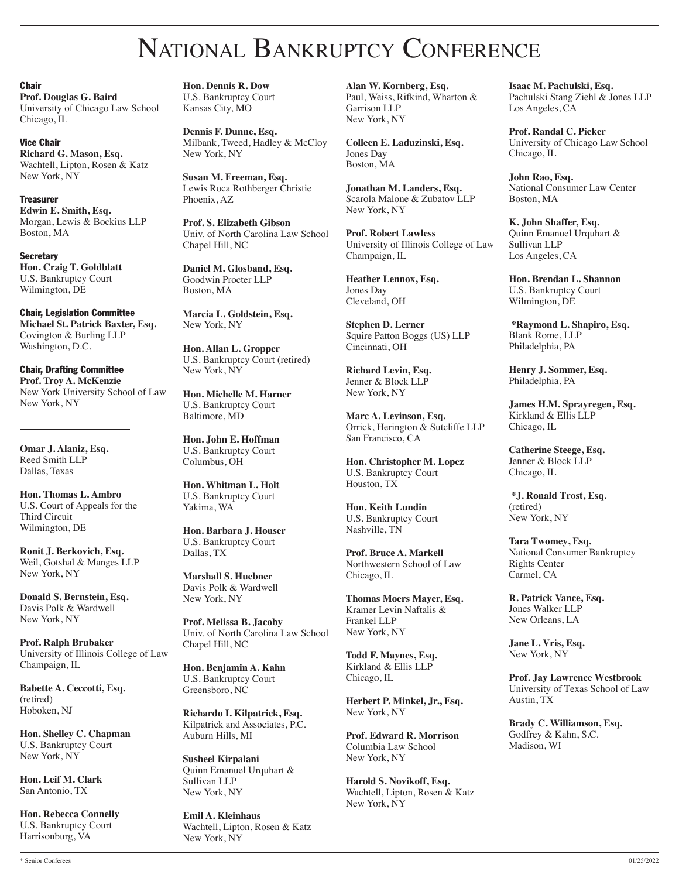# National Bankruptcy Conference

**Chair**
**Prof. Douglas G. Baird**
University of Chicago Law School
Chicago, IL

**Vice Chair**
**Richard G. Mason, Esq.**
Wachtell, Lipton, Rosen & Katz
New York, NY

**Treasurer**
**Edwin E. Smith, Esq.**
Morgan, Lewis & Bockius LLP
Boston, MA

**Secretary**
**Hon. Craig T. Goldblatt**
U.S. Bankruptcy Court
Wilmington, DE

**Chair, Legislation Committee**
**Michael St. Patrick Baxter, Esq.**
Covington & Burling LLP
Washington, D.C.

**Chair, Drafting Committee**
**Prof. Troy A. McKenzie**
New York University School of Law
New York, NY

---

**Omar J. Alaniz, Esq.**
Reed Smith LLP
Dallas, Texas

**Hon. Thomas L. Ambro**
U.S. Court of Appeals for the Third Circuit
Wilmington, DE

**Ronit J. Berkovich, Esq.**
Weil, Gotshal & Manges LLP
New York, NY

**Donald S. Bernstein, Esq.**
Davis Polk & Wardwell
New York, NY

**Prof. Ralph Brubaker**
University of Illinois College of Law
Champaign, IL

**Babette A. Ceccotti, Esq.**
(retired)
Hoboken, NJ

**Hon. Shelley C. Chapman**
U.S. Bankruptcy Court
New York, NY

**Hon. Leif M. Clark**
San Antonio, TX

**Hon. Rebecca Connelly**
U.S. Bankruptcy Court
Harrisonburg, VA

**Hon. Dennis R. Dow**
U.S. Bankruptcy Court
Kansas City, MO

**Dennis F. Dunne, Esq.**
Milbank, Tweed, Hadley & McCloy
New York, NY

**Susan M. Freeman, Esq.**
Lewis Roca Rothberger Christie
Phoenix, AZ

**Prof. S. Elizabeth Gibson**
Univ. of North Carolina Law School
Chapel Hill, NC

**Daniel M. Glosband, Esq.**
Goodwin Procter LLP
Boston, MA

**Marcia L. Goldstein, Esq.**
New York, NY

**Hon. Allan L. Gropper**
U.S. Bankruptcy Court (retired)
New York, NY

**Hon. Michelle M. Harner**
U.S. Bankruptcy Court
Baltimore, MD

**Hon. John E. Hoffman**
U.S. Bankruptcy Court
Columbus, OH

**Hon. Whitman L. Holt**
U.S. Bankruptcy Court
Yakima, WA

**Hon. Barbara J. Houser**
U.S. Bankruptcy Court
Dallas, TX

**Marshall S. Huebner**
Davis Polk & Wardwell
New York, NY

**Prof. Melissa B. Jacoby**
Univ. of North Carolina Law School
Chapel Hill, NC

**Hon. Benjamin A. Kahn**
U.S. Bankruptcy Court
Greensboro, NC

**Richardo I. Kilpatrick, Esq.**
Kilpatrick and Associates, P.C.
Auburn Hills, MI

**Susheel Kirpalani**
Quinn Emanuel Urquhart & Sullivan LLP
New York, NY

**Emil A. Kleinhaus**
Wachtell, Lipton, Rosen & Katz
New York, NY

**Alan W. Kornberg, Esq.**
Paul, Weiss, Rifkind, Wharton & Garrison LLP
New York, NY

**Colleen E. Laduzinski, Esq.**
Jones Day
Boston, MA

**Jonathan M. Landers, Esq.**
Scarola Malone & Zubatov LLP
New York, NY

**Prof. Robert Lawless**
University of Illinois College of Law
Champaign, IL

**Heather Lennox, Esq.**
Jones Day
Cleveland, OH

**Stephen D. Lerner**
Squire Patton Boggs (US) LLP
Cincinnati, OH

**Richard Levin, Esq.**
Jenner & Block LLP
New York, NY

**Marc A. Levinson, Esq.**
Orrick, Herington & Sutcliffe LLP
San Francisco, CA

**Hon. Christopher M. Lopez**
U.S. Bankruptcy Court
Houston, TX

**Hon. Keith Lundin**
U.S. Bankruptcy Court
Nashville, TN

**Prof. Bruce A. Markell**
Northwestern School of Law
Chicago, IL

**Thomas Moers Mayer, Esq.**
Kramer Levin Naftalis & Frankel LLP
New York, NY

**Todd F. Maynes, Esq.**
Kirkland & Ellis LLP
Chicago, IL

**Herbert P. Minkel, Jr., Esq.**
New York, NY

**Prof. Edward R. Morrison**
Columbia Law School
New York, NY

**Harold S. Novikoff, Esq.**
Wachtell, Lipton, Rosen & Katz
New York, NY

**Isaac M. Pachulski, Esq.**
Pachulski Stang Ziehl & Jones LLP
Los Angeles, CA

**Prof. Randal C. Picker**
University of Chicago Law School
Chicago, IL

**John Rao, Esq.**
National Consumer Law Center
Boston, MA

**K. John Shaffer, Esq.**
Quinn Emanuel Urquhart & Sullivan LLP
Los Angeles, CA

**Hon. Brendan L. Shannon**
U.S. Bankruptcy Court
Wilmington, DE

**\*Raymond L. Shapiro, Esq.**
Blank Rome, LLP
Philadelphia, PA

**Henry J. Sommer, Esq.**
Philadelphia, PA

**James H.M. Sprayregen, Esq.**
Kirkland & Ellis LLP
Chicago, IL

**Catherine Steege, Esq.**
Jenner & Block LLP
Chicago, IL

**\*J. Ronald Trost, Esq.**
(retired)
New York, NY

**Tara Twomey, Esq.**
National Consumer Bankruptcy Rights Center
Carmel, CA

**R. Patrick Vance, Esq.**
Jones Walker LLP
New Orleans, LA

**Jane L. Vris, Esq.**
New York, NY

**Prof. Jay Lawrence Westbrook**
University of Texas School of Law
Austin, TX

**Brady C. Williamson, Esq.**
Godfrey & Kahn, S.C.
Madison, WI

\* Senior Conferees

01/25/2022